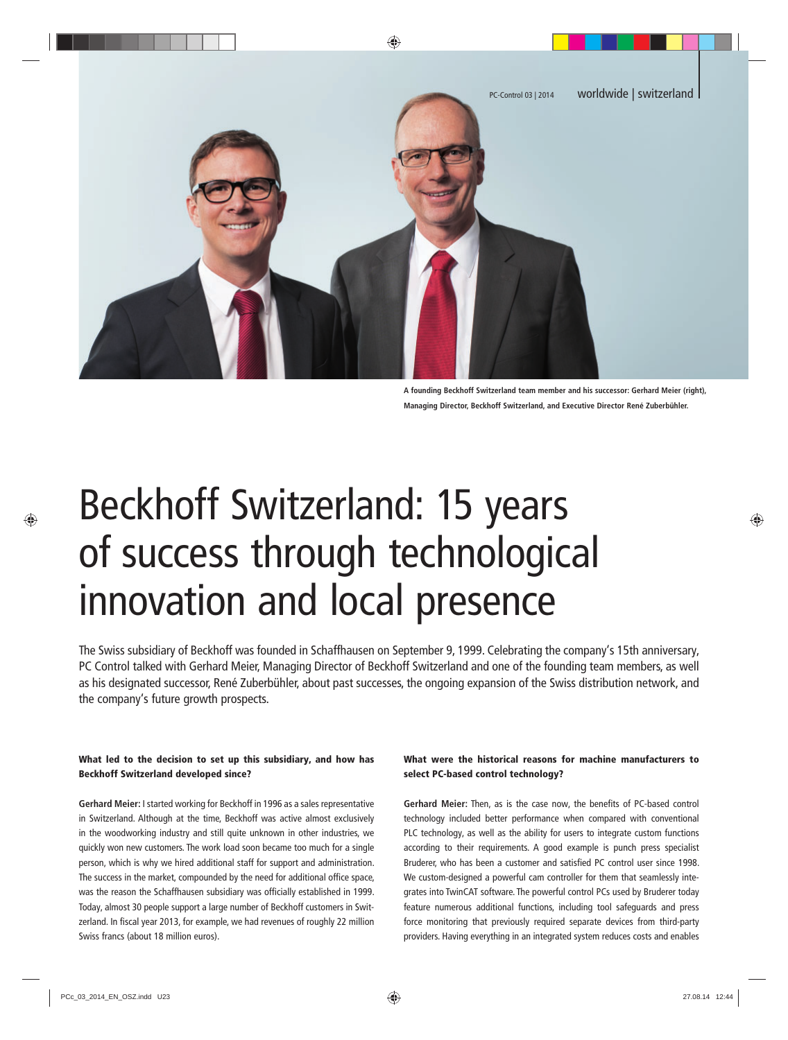A founding Beckhoff Switzerland team member and his successor: Gerhard Meier (right), Managing Director, Beckhoff Switzerland, and Executive Director René Zuberbühler.

# Beckhoff Switzerland: 15 years of success through technological innovation and local presence

The Swiss subsidiary of Beckhoff was founded in Schaffhausen on September 9, 1999. Celebrating the company's 15th anniversary, PC Control talked with Gerhard Meier, Managing Director of Beckhoff Switzerland and one of the founding team members, as well as his designated successor, René Zuberbühler, about past successes, the ongoing expansion of the Swiss distribution network, and the company's future growth prospects.

**What led to the decision to set up this subsidiary, and how has Beckhoff Switzerland developed since?**

**Gerhard Meier:** I started working for Beckhoff in 1996 as a sales representative in Switzerland. Although at the time, Beckhoff was active almost exclusively in the woodworking industry and still quite unknown in other industries, we quickly won new customers. The work load soon became too much for a single person, which is why we hired additional staff for support and administration. The success in the market, compounded by the need for additional office space, was the reason the Schaffhausen subsidiary was officially established in 1999. Today, almost 30 people support a large number of Beckhoff customers in Switzerland. In fiscal year 2013, for example, we had revenues of roughly 22 million Swiss francs (about 18 million euros).

**What were the historical reasons for machine manufacturers to select PC-based control technology?**

**Gerhard Meier:** Then, as is the case now, the benefits of PC-based control technology included better performance when compared with conventional PLC technology, as well as the ability for users to integrate custom functions according to their requirements. A good example is punch press specialist Bruderer, who has been a customer and satisfied PC control user since 1998. We custom-designed a powerful cam controller for them that seamlessly integrates into TwinCAT software. The powerful control PCs used by Bruderer today feature numerous additional functions, including tool safeguards and press force monitoring that previously required separate devices from third-party providers. Having everything in an integrated system reduces costs and enables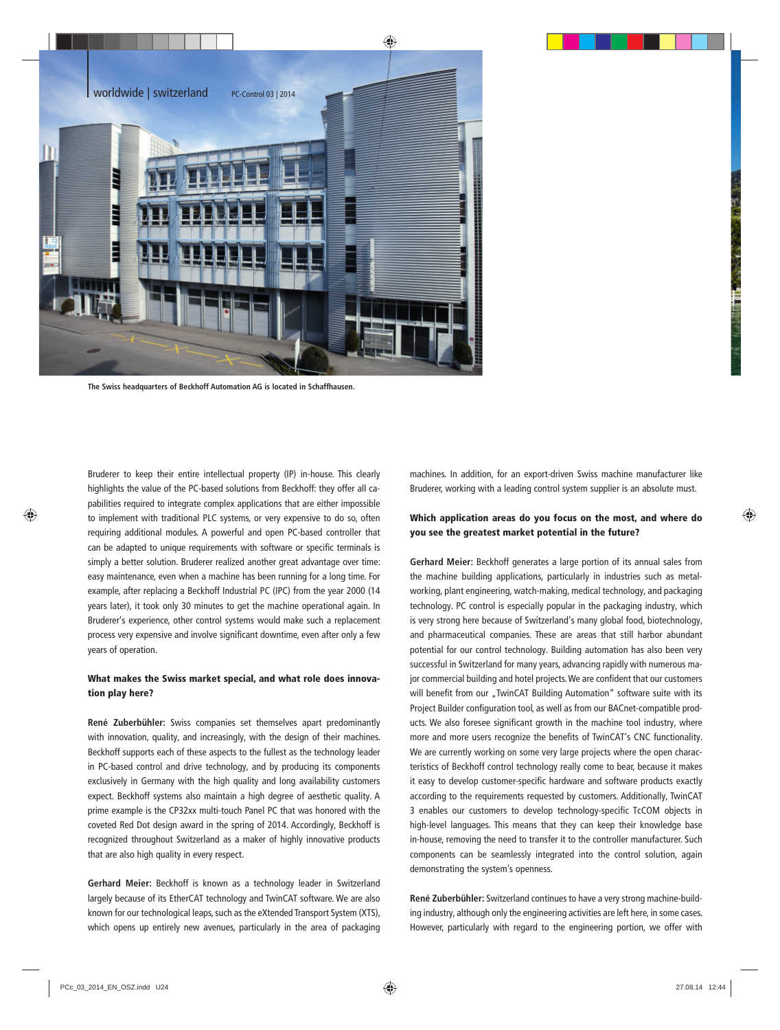The Swiss headquarters of Beckhoff Automation AG is located in Schaffhausen.

Bruderer to keep their entire intellectual property (IP) in-house. This clearly highlights the value of the PC-based solutions from Beckhoff: they offer all capabilities required to integrate complex applications that are either impossible to implement with traditional PLC systems, or very expensive to do so, often requiring additional modules. A powerful and open PC-based controller that can be adapted to unique requirements with software or specific terminals is simply a better solution. Bruderer realized another great advantage over time: easy maintenance, even when a machine has been running for a long time. For example, after replacing a Beckhoff Industrial PC (IPC) from the year 2000 (14 years later), it took only 30 minutes to get the machine operational again. In Bruderer's experience, other control systems would make such a replacement process very expensive and involve significant downtime, even after only a few years of operation.

**What makes the Swiss market special, and what role does innovation play here?**

**René Zuberbühler:** Swiss companies set themselves apart predominantly with innovation, quality, and increasingly, with the design of their machines. Beckhoff supports each of these aspects to the fullest as the technology leader in PC-based control and drive technology, and by producing its components exclusively in Germany with the high quality and long availability customers expect. Beckhoff systems also maintain a high degree of aesthetic quality. A prime example is the CP32xx multi-touch Panel PC that was honored with the coveted Red Dot design award in the spring of 2014. Accordingly, Beckhoff is recognized throughout Switzerland as a maker of highly innovative products that are also high quality in every respect.

**Gerhard Meier:** Beckhoff is known as a technology leader in Switzerland largely because of its EtherCAT technology and TwinCAT software. We are also known for our technological leaps, such as the eXtended Transport System (XTS), which opens up entirely new avenues, particularly in the area of packaging machines. In addition, for an export-driven Swiss machine manufacturer like Bruderer, working with a leading control system supplier is an absolute must.

**Which application areas do you focus on the most, and where do you see the greatest market potential in the future?**

**Gerhard Meier:** Beckhoff generates a large portion of its annual sales from the machine building applications, particularly in industries such as metalworking, plant engineering, watch-making, medical technology, and packaging technology. PC control is especially popular in the packaging industry, which is very strong here because of Switzerland's many global food, biotechnology, and pharmaceutical companies. These are areas that still harbor abundant potential for our control technology. Building automation has also been very successful in Switzerland for many years, advancing rapidly with numerous major commercial building and hotel projects. We are confident that our customers will benefit from our „TwinCAT Building Automation" software suite with its Project Builder configuration tool, as well as from our BACnet-compatible products. We also foresee significant growth in the machine tool industry, where more and more users recognize the benefits of TwinCAT's CNC functionality. We are currently working on some very large projects where the open characteristics of Beckhoff control technology really come to bear, because it makes it easy to develop customer-specific hardware and software products exactly according to the requirements requested by customers. Additionally, TwinCAT 3 enables our customers to develop technology-specific TcCOM objects in high-level languages. This means that they can keep their knowledge base in-house, removing the need to transfer it to the controller manufacturer. Such components can be seamlessly integrated into the control solution, again demonstrating the system's openness.

**René Zuberbühler:** Switzerland continues to have a very strong machine-building industry, although only the engineering activities are left here, in some cases. However, particularly with regard to the engineering portion, we offer with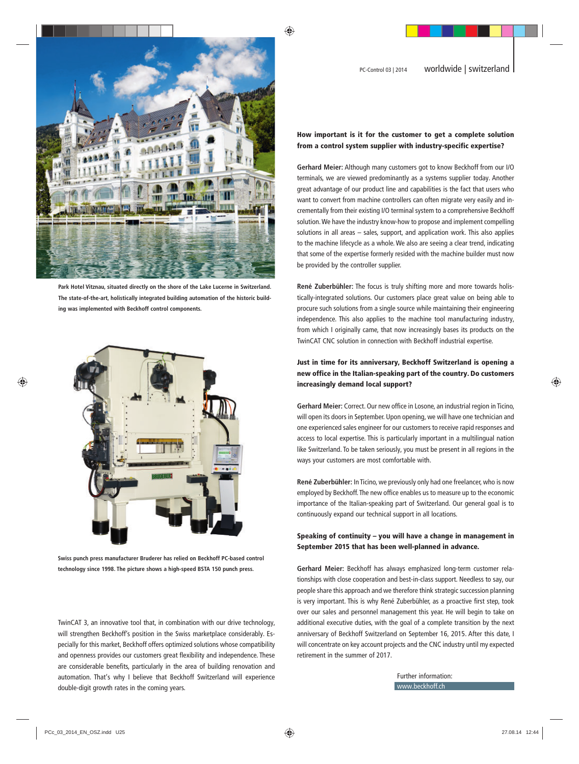Park Hotel Vitznau, situated directly on the shore of the Lake Lucerne in Switzerland. The state-of-the-art, holistically integrated building automation of the historic building was implemented with Beckhoff control components.

Swiss punch press manufacturer Bruderer has relied on Beckhoff PC-based control technology since 1998. The picture shows a high-speed BSTA 150 punch press.

TwinCAT 3, an innovative tool that, in combination with our drive technology, will strengthen Beckhoff's position in the Swiss marketplace considerably. Especially for this market, Beckhoff offers optimized solutions whose compatibility and openness provides our customers great flexibility and independence. These are considerable benefits, particularly in the area of building renovation and automation. That's why I believe that Beckhoff Switzerland will experience double-digit growth rates in the coming years.

**How important is it for the customer to get a complete solution from a control system supplier with industry-specific expertise?**

**Gerhard Meier:** Although many customers got to know Beckhoff from our I/O terminals, we are viewed predominantly as a systems supplier today. Another great advantage of our product line and capabilities is the fact that users who want to convert from machine controllers can often migrate very easily and incrementally from their existing I/O terminal system to a comprehensive Beckhoff solution. We have the industry know-how to propose and implement compelling solutions in all areas – sales, support, and application work. This also applies to the machine lifecycle as a whole. We also are seeing a clear trend, indicating that some of the expertise formerly resided with the machine builder must now be provided by the controller supplier.

**René Zuberbühler:** The focus is truly shifting more and more towards holistically-integrated solutions. Our customers place great value on being able to procure such solutions from a single source while maintaining their engineering independence. This also applies to the machine tool manufacturing industry, from which I originally came, that now increasingly bases its products on the TwinCAT CNC solution in connection with Beckhoff industrial expertise.

**Just in time for its anniversary, Beckhoff Switzerland is opening a new office in the Italian-speaking part of the country. Do customers increasingly demand local support?**

**Gerhard Meier:** Correct. Our new office in Losone, an industrial region in Ticino, will open its doors in September. Upon opening, we will have one technician and one experienced sales engineer for our customers to receive rapid responses and access to local expertise. This is particularly important in a multilingual nation like Switzerland. To be taken seriously, you must be present in all regions in the ways your customers are most comfortable with.

**René Zuberbühler:** In Ticino, we previously only had one freelancer, who is now employed by Beckhoff. The new office enables us to measure up to the economic importance of the Italian-speaking part of Switzerland. Our general goal is to continuously expand our technical support in all locations.

**Speaking of continuity – you will have a change in management in September 2015 that has been well-planned in advance.**

**Gerhard Meier:** Beckhoff has always emphasized long-term customer relationships with close cooperation and best-in-class support. Needless to say, our people share this approach and we therefore think strategic succession planning is very important. This is why René Zuberbühler, as a proactive first step, took over our sales and personnel management this year. He will begin to take on additional executive duties, with the goal of a complete transition by the next anniversary of Beckhoff Switzerland on September 16, 2015. After this date, I will concentrate on key account projects and the CNC industry until my expected retirement in the summer of 2017.

Further information:
www.beckhoff.ch